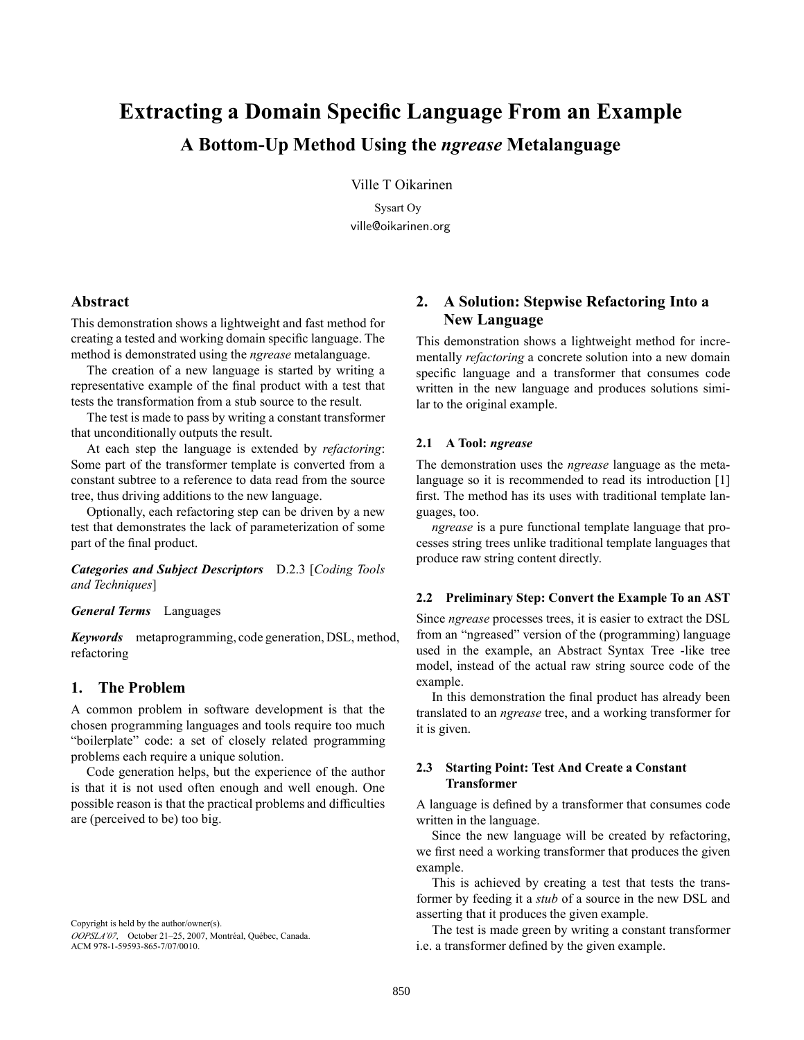# Extracting a Domain Specific Language From an Example

## A Bottom-Up Method Using the *ngrease* Metalanguage

Ville T Oikarinen

Sysart Oy

ville@oikarinen.org

## Abstract

This demonstration shows a lightweight and fast method for creating a tested and working domain specific language. The method is demonstrated using the *ngrease* metalanguage.

The creation of a new language is started by writing a representative example of the final product with a test that tests the transformation from a stub source to the result.

The test is made to pass by writing a constant transformer that unconditionally outputs the result.

At each step the language is extended by *refactoring*: Some part of the transformer template is converted from a constant subtree to a reference to data read from the source tree, thus driving additions to the new language.

Optionally, each refactoring step can be driven by a new test that demonstrates the lack of parameterization of some part of the final product.

***Categories and Subject Descriptors*** D.2.3 [*Coding Tools and Techniques*]

***General Terms*** Languages

***Keywords*** metaprogramming, code generation, DSL, method, refactoring

## 1. The Problem

A common problem in software development is that the chosen programming languages and tools require too much "boilerplate" code: a set of closely related programming problems each require a unique solution.

Code generation helps, but the experience of the author is that it is not used often enough and well enough. One possible reason is that the practical problems and difficulties are (perceived to be) too big.

Copyright is held by the author/owner(s).
*OOPSLA'07*, October 21–25, 2007, Montréal, Québec, Canada.
ACM 978-1-59593-865-7/07/0010.

## 2. A Solution: Stepwise Refactoring Into a New Language

This demonstration shows a lightweight method for incrementally *refactoring* a concrete solution into a new domain specific language and a transformer that consumes code written in the new language and produces solutions similar to the original example.

### 2.1 A Tool: *ngrease*

The demonstration uses the *ngrease* language as the metalanguage so it is recommended to read its introduction [1] first. The method has its uses with traditional template languages, too.

*ngrease* is a pure functional template language that processes string trees unlike traditional template languages that produce raw string content directly.

### 2.2 Preliminary Step: Convert the Example To an AST

Since *ngrease* processes trees, it is easier to extract the DSL from an "ngreased" version of the (programming) language used in the example, an Abstract Syntax Tree -like tree model, instead of the actual raw string source code of the example.

In this demonstration the final product has already been translated to an *ngrease* tree, and a working transformer for it is given.

### 2.3 Starting Point: Test And Create a Constant Transformer

A language is defined by a transformer that consumes code written in the language.

Since the new language will be created by refactoring, we first need a working transformer that produces the given example.

This is achieved by creating a test that tests the transformer by feeding it a *stub* of a source in the new DSL and asserting that it produces the given example.

The test is made green by writing a constant transformer i.e. a transformer defined by the given example.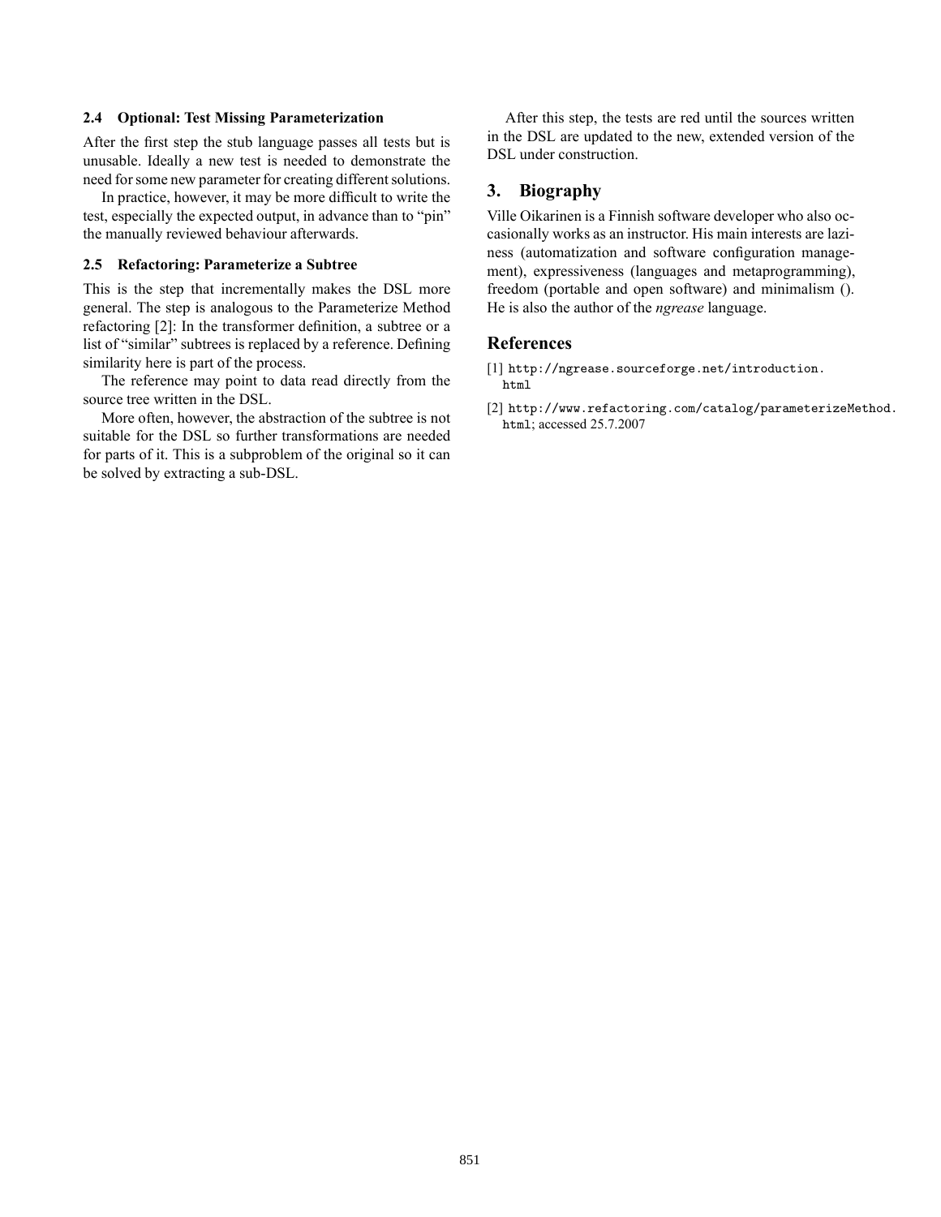### 2.4 Optional: Test Missing Parameterization

After the first step the stub language passes all tests but is unusable. Ideally a new test is needed to demonstrate the need for some new parameter for creating different solutions.

In practice, however, it may be more difficult to write the test, especially the expected output, in advance than to "pin" the manually reviewed behaviour afterwards.

### 2.5 Refactoring: Parameterize a Subtree

This is the step that incrementally makes the DSL more general. The step is analogous to the Parameterize Method refactoring [2]: In the transformer definition, a subtree or a list of "similar" subtrees is replaced by a reference. Defining similarity here is part of the process.

The reference may point to data read directly from the source tree written in the DSL.

More often, however, the abstraction of the subtree is not suitable for the DSL so further transformations are needed for parts of it. This is a subproblem of the original so it can be solved by extracting a sub-DSL.

After this step, the tests are red until the sources written in the DSL are updated to the new, extended version of the DSL under construction.

## 3. Biography

Ville Oikarinen is a Finnish software developer who also occasionally works as an instructor. His main interests are laziness (automatization and software configuration management), expressiveness (languages and metaprogramming), freedom (portable and open software) and minimalism (). He is also the author of the *ngrease* language.

## References

[1] `http://ngrease.sourceforge.net/introduction.html`

[2] `http://www.refactoring.com/catalog/parameterizeMethod.html`; accessed 25.7.2007